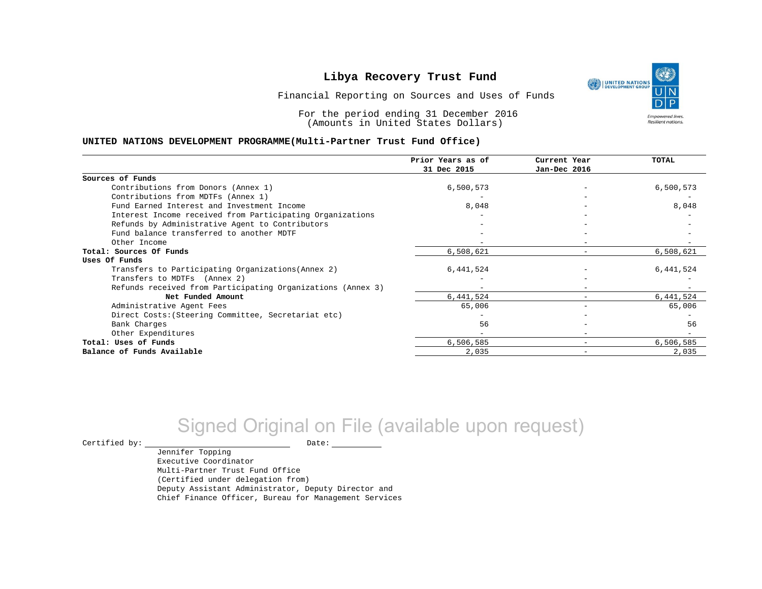# Libya Recovery Trust Fund

Financial Reporting on Sources and Uses of Funds

For the period ending 31 December 2016
(Amounts in United States Dollars)

**UNITED NATIONS DEVELOPMENT PROGRAMME(Multi-Partner Trust Fund Office)**

| | Prior Years as of 31 Dec 2015 | Current Year Jan-Dec 2016 | TOTAL |
|---|---|---|---|
| **Sources of Funds** | | | |
| Contributions from Donors (Annex 1) | 6,500,573 | - | 6,500,573 |
| Contributions from MDTFs (Annex 1) | - | - | - |
| Fund Earned Interest and Investment Income | 8,048 | - | 8,048 |
| Interest Income received from Participating Organizations | - | - | - |
| Refunds by Administrative Agent to Contributors | - | - | - |
| Fund balance transferred to another MDTF | - | - | - |
| Other Income | - | - | - |
| **Total: Sources Of Funds** | 6,508,621 | - | 6,508,621 |
| **Uses Of Funds** | | | |
| Transfers to Participating Organizations(Annex 2) | 6,441,524 | - | 6,441,524 |
| Transfers to MDTFs (Annex 2) | - | - | - |
| Refunds received from Participating Organizations (Annex 3) | - | - | - |
| **Net Funded Amount** | 6,441,524 | - | 6,441,524 |
| Administrative Agent Fees | 65,006 | - | 65,006 |
| Direct Costs:(Steering Committee, Secretariat etc) | - | - | - |
| Bank Charges | 56 | - | 56 |
| Other Expenditures | - | - | - |
| **Total: Uses of Funds** | 6,506,585 | - | 6,506,585 |
| **Balance of Funds Available** | 2,035 | - | 2,035 |

Signed Original on File (available upon request)

Certified by: ____________________ Date: __________

Jennifer Topping
Executive Coordinator
Multi-Partner Trust Fund Office
(Certified under delegation from)
Deputy Assistant Administrator, Deputy Director and
Chief Finance Officer, Bureau for Management Services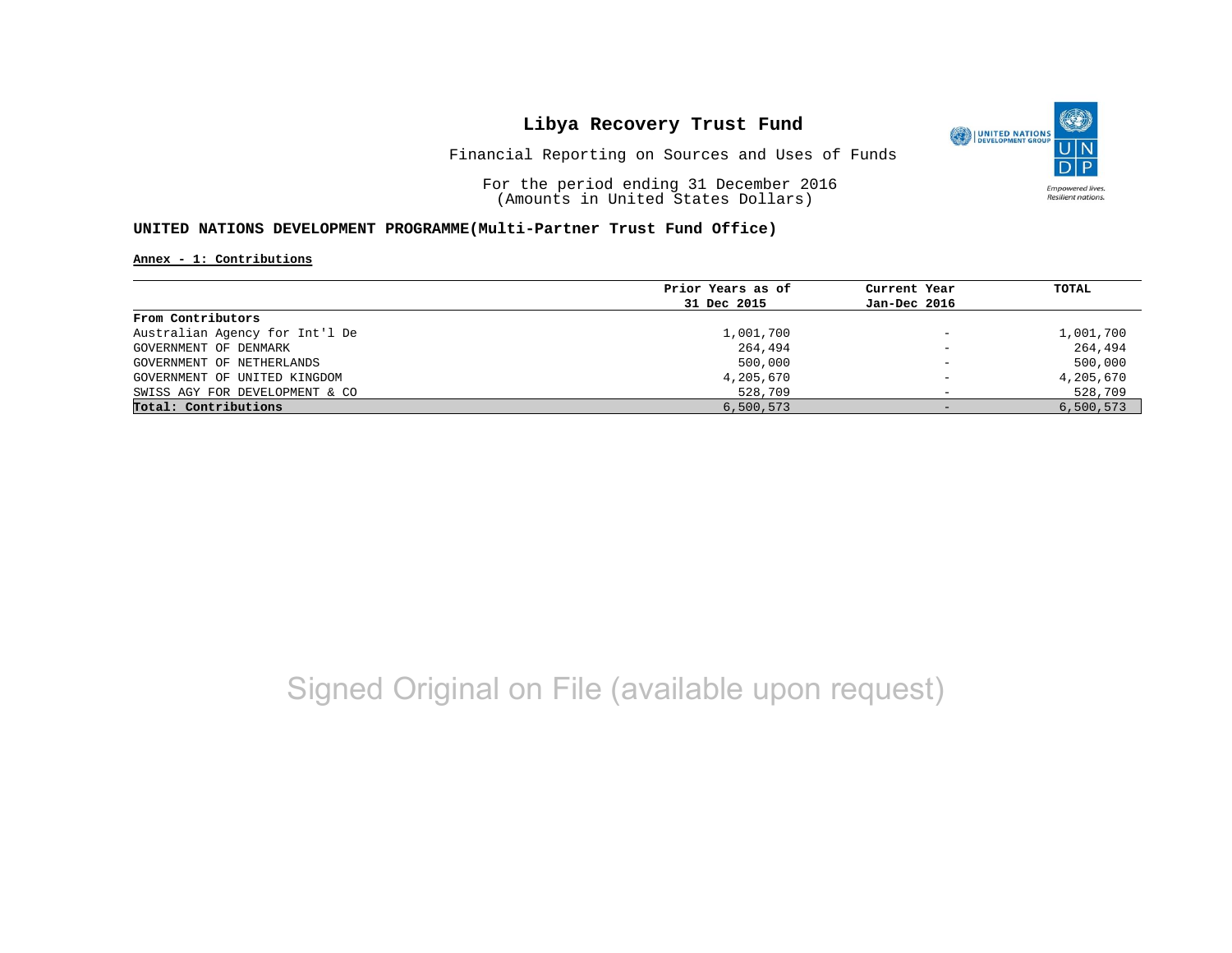# Libya Recovery Trust Fund

Financial Reporting on Sources and Uses of Funds

For the period ending 31 December 2016
(Amounts in United States Dollars)

**UNITED NATIONS DEVELOPMENT PROGRAMME(Multi-Partner Trust Fund Office)**

**Annex - 1: Contributions**

| | Prior Years as of 31 Dec 2015 | Current Year Jan-Dec 2016 | TOTAL |
|---|---|---|---|
| **From Contributors** | | | |
| Australian Agency for Int'l De | 1,001,700 | - | 1,001,700 |
| GOVERNMENT OF DENMARK | 264,494 | - | 264,494 |
| GOVERNMENT OF NETHERLANDS | 500,000 | - | 500,000 |
| GOVERNMENT OF UNITED KINGDOM | 4,205,670 | - | 4,205,670 |
| SWISS AGY FOR DEVELOPMENT & CO | 528,709 | - | 528,709 |
| **Total: Contributions** | 6,500,573 | - | 6,500,573 |

Signed Original on File (available upon request)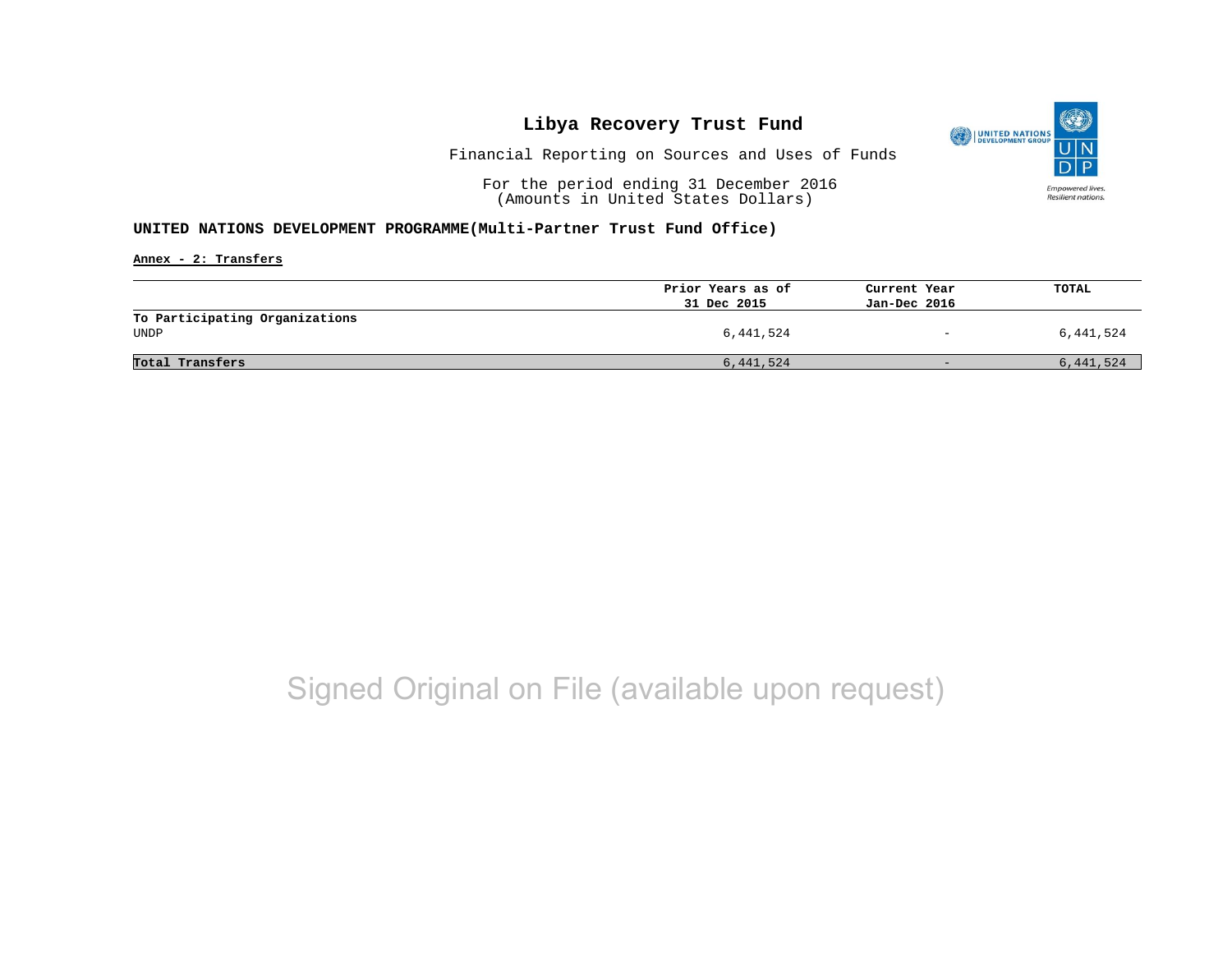# Libya Recovery Trust Fund

Financial Reporting on Sources and Uses of Funds

For the period ending 31 December 2016
(Amounts in United States Dollars)

**UNITED NATIONS DEVELOPMENT PROGRAMME(Multi-Partner Trust Fund Office)**

**Annex - 2: Transfers**

| | Prior Years as of 31 Dec 2015 | Current Year Jan-Dec 2016 | TOTAL |
|---|---|---|---|
| **To Participating Organizations** | | | |
| UNDP | 6,441,524 | - | 6,441,524 |
| **Total Transfers** | 6,441,524 | - | 6,441,524 |

Signed Original on File (available upon request)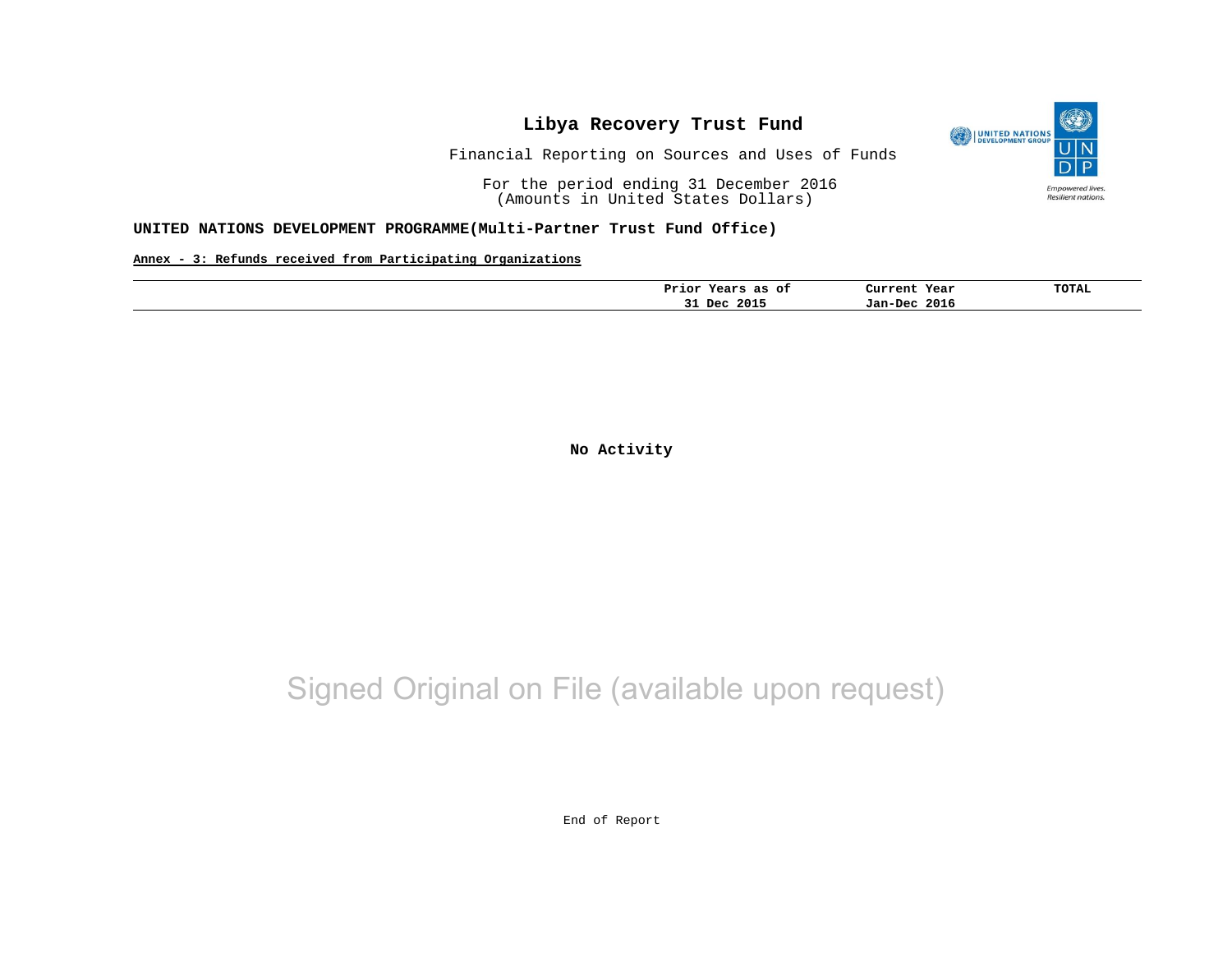# Libya Recovery Trust Fund

Financial Reporting on Sources and Uses of Funds

For the period ending 31 December 2016
(Amounts in United States Dollars)

**UNITED NATIONS DEVELOPMENT PROGRAMME(Multi-Partner Trust Fund Office)**

**Annex - 3: Refunds received from Participating Organizations**

| | Prior Years as of 31 Dec 2015 | Current Year Jan-Dec 2016 | TOTAL |
|---|---|---|---|

**No Activity**

Signed Original on File (available upon request)

End of Report